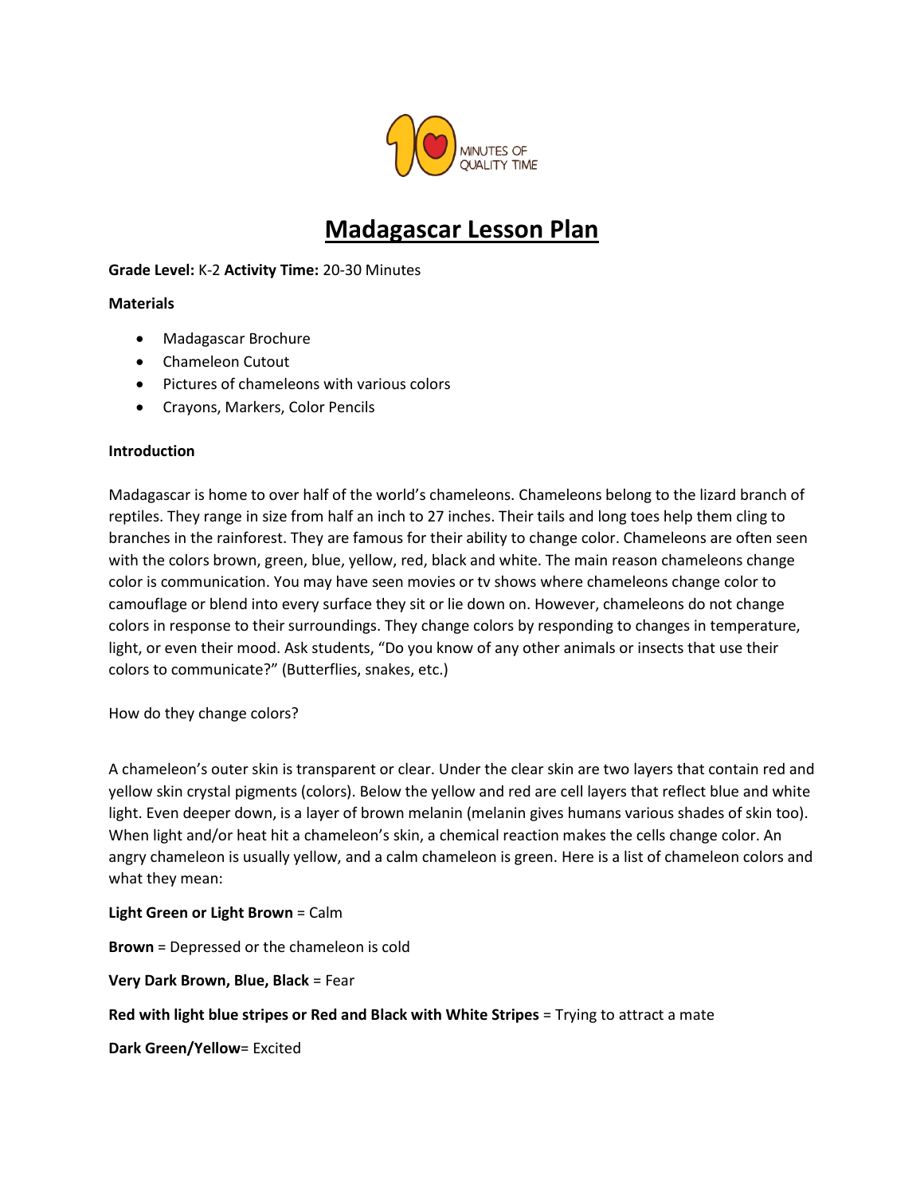# Madagascar Lesson Plan

**Grade Level:** K-2 **Activity Time:** 20-30 Minutes

**Materials**

- Madagascar Brochure
- Chameleon Cutout
- Pictures of chameleons with various colors
- Crayons, Markers, Color Pencils

**Introduction**

Madagascar is home to over half of the world's chameleons. Chameleons belong to the lizard branch of reptiles. They range in size from half an inch to 27 inches. Their tails and long toes help them cling to branches in the rainforest. They are famous for their ability to change color. Chameleons are often seen with the colors brown, green, blue, yellow, red, black and white. The main reason chameleons change color is communication. You may have seen movies or tv shows where chameleons change color to camouflage or blend into every surface they sit or lie down on. However, chameleons do not change colors in response to their surroundings. They change colors by responding to changes in temperature, light, or even their mood. Ask students, "Do you know of any other animals or insects that use their colors to communicate?" (Butterflies, snakes, etc.)

How do they change colors?

A chameleon's outer skin is transparent or clear. Under the clear skin are two layers that contain red and yellow skin crystal pigments (colors). Below the yellow and red are cell layers that reflect blue and white light. Even deeper down, is a layer of brown melanin (melanin gives humans various shades of skin too). When light and/or heat hit a chameleon's skin, a chemical reaction makes the cells change color. An angry chameleon is usually yellow, and a calm chameleon is green. Here is a list of chameleon colors and what they mean:

**Light Green or Light Brown** = Calm

**Brown** = Depressed or the chameleon is cold

**Very Dark Brown, Blue, Black** = Fear

**Red with light blue stripes or Red and Black with White Stripes** = Trying to attract a mate

**Dark Green/Yellow**= Excited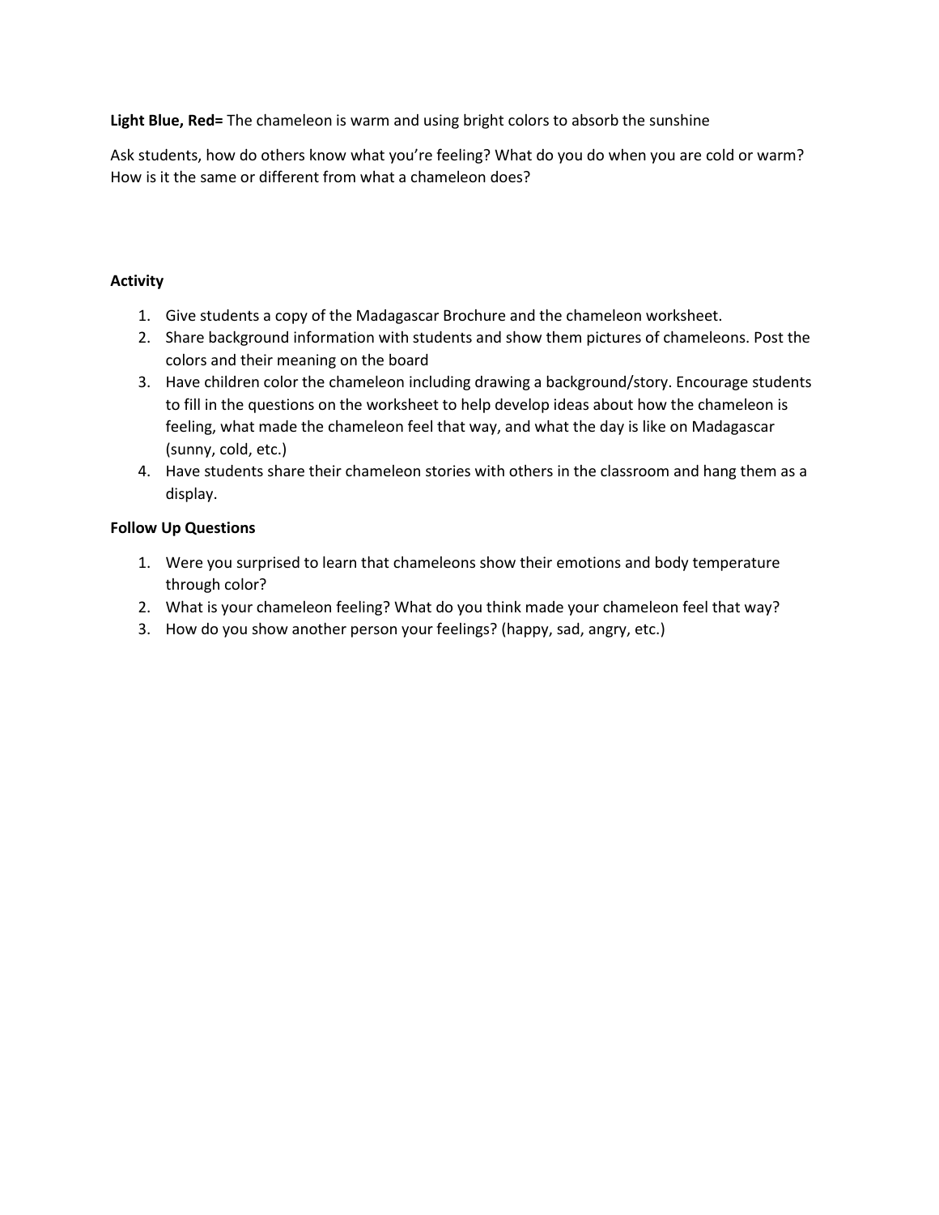**Light Blue, Red=** The chameleon is warm and using bright colors to absorb the sunshine

Ask students, how do others know what you're feeling? What do you do when you are cold or warm? How is it the same or different from what a chameleon does?

**Activity**

1. Give students a copy of the Madagascar Brochure and the chameleon worksheet.
2. Share background information with students and show them pictures of chameleons. Post the colors and their meaning on the board
3. Have children color the chameleon including drawing a background/story. Encourage students to fill in the questions on the worksheet to help develop ideas about how the chameleon is feeling, what made the chameleon feel that way, and what the day is like on Madagascar (sunny, cold, etc.)
4. Have students share their chameleon stories with others in the classroom and hang them as a display.

**Follow Up Questions**

1. Were you surprised to learn that chameleons show their emotions and body temperature through color?
2. What is your chameleon feeling? What do you think made your chameleon feel that way?
3. How do you show another person your feelings? (happy, sad, angry, etc.)